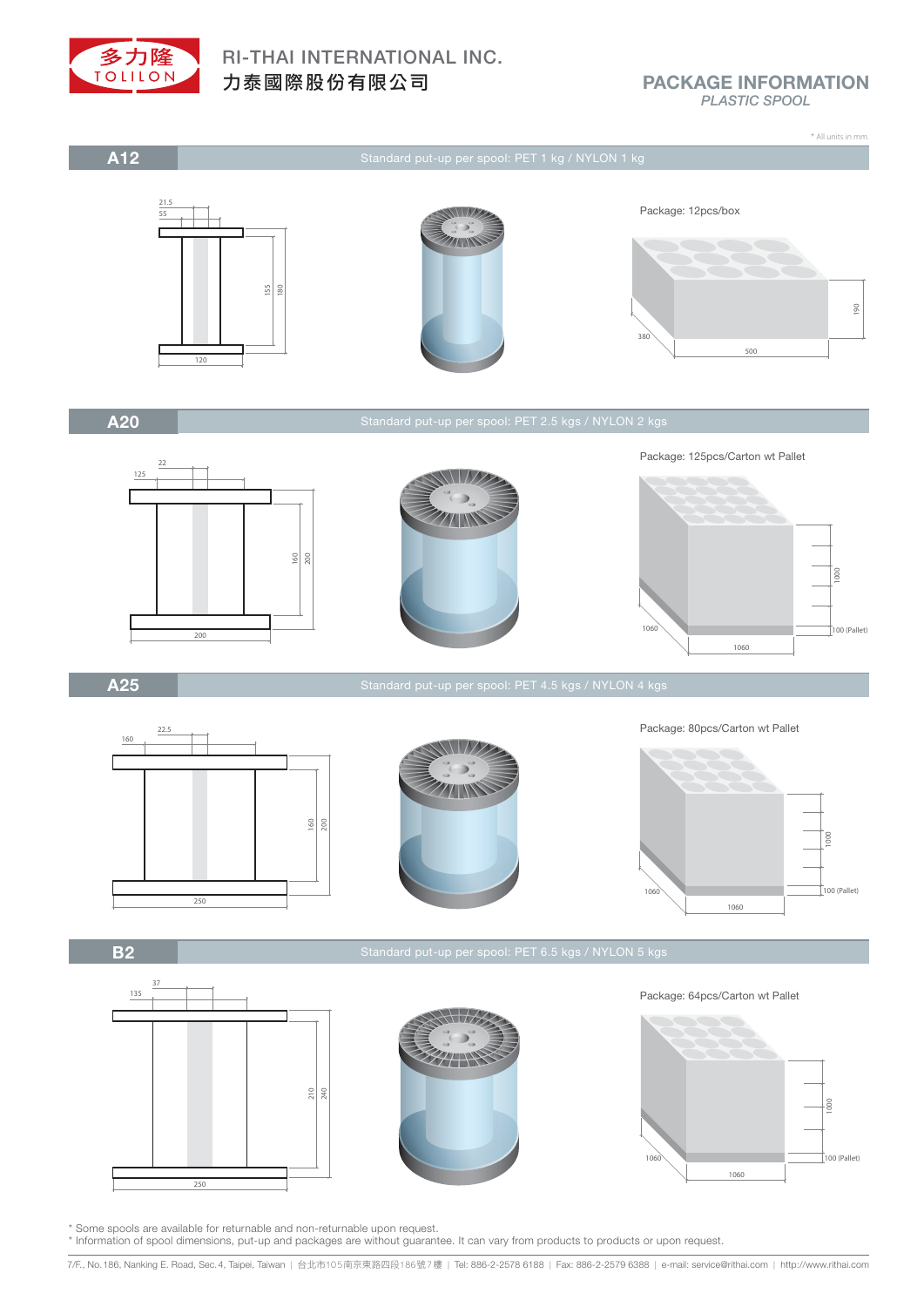# RI-THAI INTERNATIONAL INC.
# 力泰國際股份有限公司

## PACKAGE INFORMATION
*PLASTIC SPOOL*

* All units in mm.

## A12

Standard put-up per spool: PET 1 kg / NYLON 1 kg

21.5
55
155
180
120

Package: 12pcs/box

380
500
190

## A20

Standard put-up per spool: PET 2.5 kgs / NYLON 2 kgs

22
125
160
200
200

Package: 125pcs/Carton wt Pallet

1060
1060
1000
100 (Pallet)

## A25

Standard put-up per spool: PET 4.5 kgs / NYLON 4 kgs

22.5
160
160
200
250

Package: 80pcs/Carton wt Pallet

1060
1060
1000
100 (Pallet)

## B2

Standard put-up per spool: PET 6.5 kgs / NYLON 5 kgs

37
135
210
240
250

Package: 64pcs/Carton wt Pallet

1060
1060
1000
100 (Pallet)

* Some spools are available for returnable and non-returnable upon request.
* Information of spool dimensions, put-up and packages are without guarantee. It can vary from products to products or upon request.

7/F., No. 186, Nanking E. Road, Sec. 4, Taipei, Taiwan | 台北市105南京東路四段186號7樓 | Tel: 886-2-2578 6188 | Fax: 886-2-2579 6388 | e-mail: service@rithai.com | http://www.rithai.com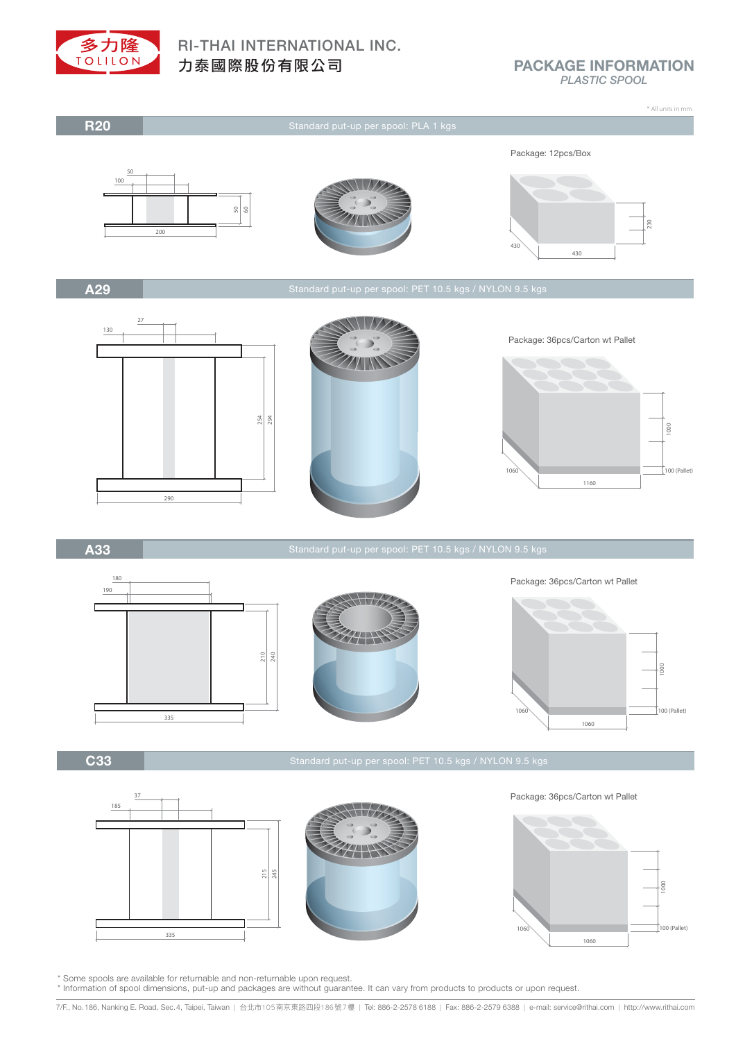RI-THAI INTERNATIONAL INC.
力泰國際股份有限公司

# PACKAGE INFORMATION

*PLASTIC SPOOL*

* All units in mm.

## R20

Standard put-up per spool: PLA 1 kgs

Package: 12pcs/Box

Dimensions: 50, 100, 50, 60, 200

Box: 430 × 430 × 230

## A29

Standard put-up per spool: PET 10.5 kgs / NYLON 9.5 kgs

Package: 36pcs/Carton wt Pallet

Dimensions: 27, 130, 254, 294, 290

Carton: 1060 × 1160 × 1000, 100 (Pallet)

## A33

Standard put-up per spool: PET 10.5 kgs / NYLON 9.5 kgs

Package: 36pcs/Carton wt Pallet

Dimensions: 180, 190, 210, 240, 335

Carton: 1060 × 1060 × 1000, 100 (Pallet)

## C33

Standard put-up per spool: PET 10.5 kgs / NYLON 9.5 kgs

Package: 36pcs/Carton wt Pallet

Dimensions: 37, 185, 215, 245, 335

Carton: 1060 × 1060 × 1000, 100 (Pallet)

* Some spools are available for returnable and non-returnable upon request.
* Information of spool dimensions, put-up and packages are without guarantee. It can vary from products to products or upon request.

7/F., No.186, Nanking E. Road, Sec.4, Taipei, Taiwan | 台北市105南京東路四段186號7樓 | Tel: 886-2-2578 6188 | Fax: 886-2-2579 6388 | e-mail: service@rithai.com | http://www.rithai.com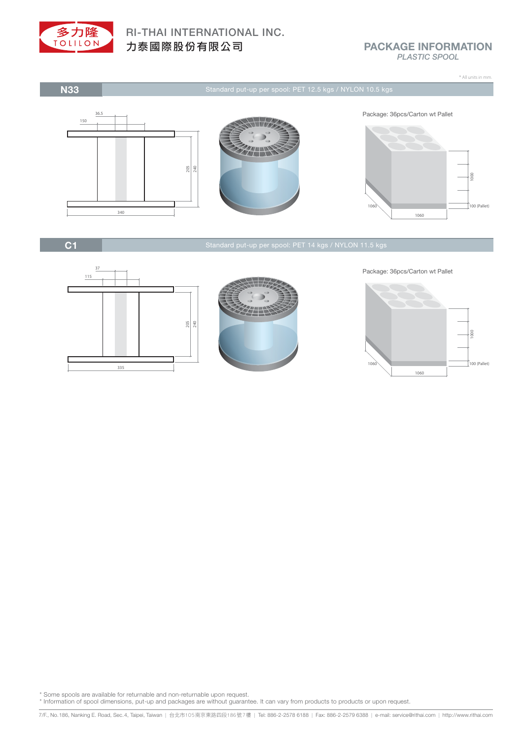# PACKAGE INFORMATION

*PLASTIC SPOOL*

* All units in mm.

## N33

Standard put-up per spool: PET 12.5 kgs / NYLON 10.5 kgs

36.5
150
205
240
340

Package: 36pcs/Carton wt Pallet

1000
100 (Pallet)
1060
1060

## C1

Standard put-up per spool: PET 14 kgs / NYLON 11.5 kgs

37
115
205
240
335

Package: 36pcs/Carton wt Pallet

1000
100 (Pallet)
1060
1060

* Some spools are available for returnable and non-returnable upon request.
* Information of spool dimensions, put-up and packages are without guarantee. It can vary from products to products or upon request.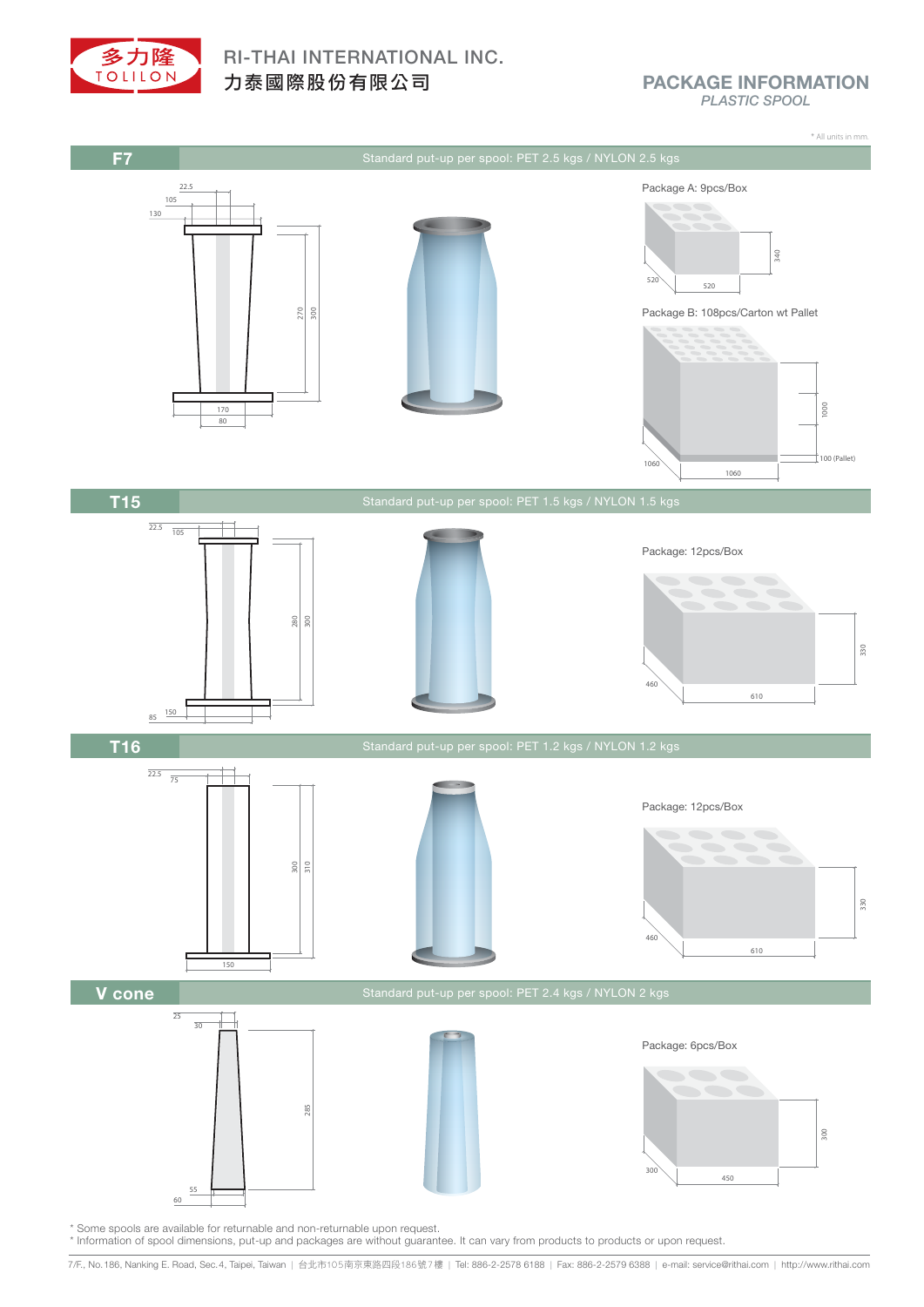# RI-THAI INTERNATIONAL INC.

力泰國際股份有限公司

## PACKAGE INFORMATION

*PLASTIC SPOOL*

* All units in mm.

## F7

Standard put-up per spool: PET 2.5 kgs / NYLON 2.5 kgs

22.5, 105, 130, 270, 300, 170, 80

Package A: 9pcs/Box

520, 520, 340

Package B: 108pcs/Carton wt Pallet

1060, 1060, 1000, 100 (Pallet)

## T15

Standard put-up per spool: PET 1.5 kgs / NYLON 1.5 kgs

22.5, 105, 280, 300, 150, 85

Package: 12pcs/Box

460, 610, 330

## T16

Standard put-up per spool: PET 1.2 kgs / NYLON 1.2 kgs

22.5, 75, 300, 310, 150

Package: 12pcs/Box

460, 610, 330

## V cone

Standard put-up per spool: PET 2.4 kgs / NYLON 2 kgs

25, 30, 285, 55, 60

Package: 6pcs/Box

300, 450, 300

* Some spools are available for returnable and non-returnable upon request.
* Information of spool dimensions, put-up and packages are without guarantee. It can vary from products to products or upon request.

7/F., No.186, Nanking E. Road, Sec.4, Taipei, Taiwan | 台北市105南京東路四段186號7樓 | Tel: 886-2-2578 6188 | Fax: 886-2-2579 6388 | e-mail: service@rithai.com | http://www.rithai.com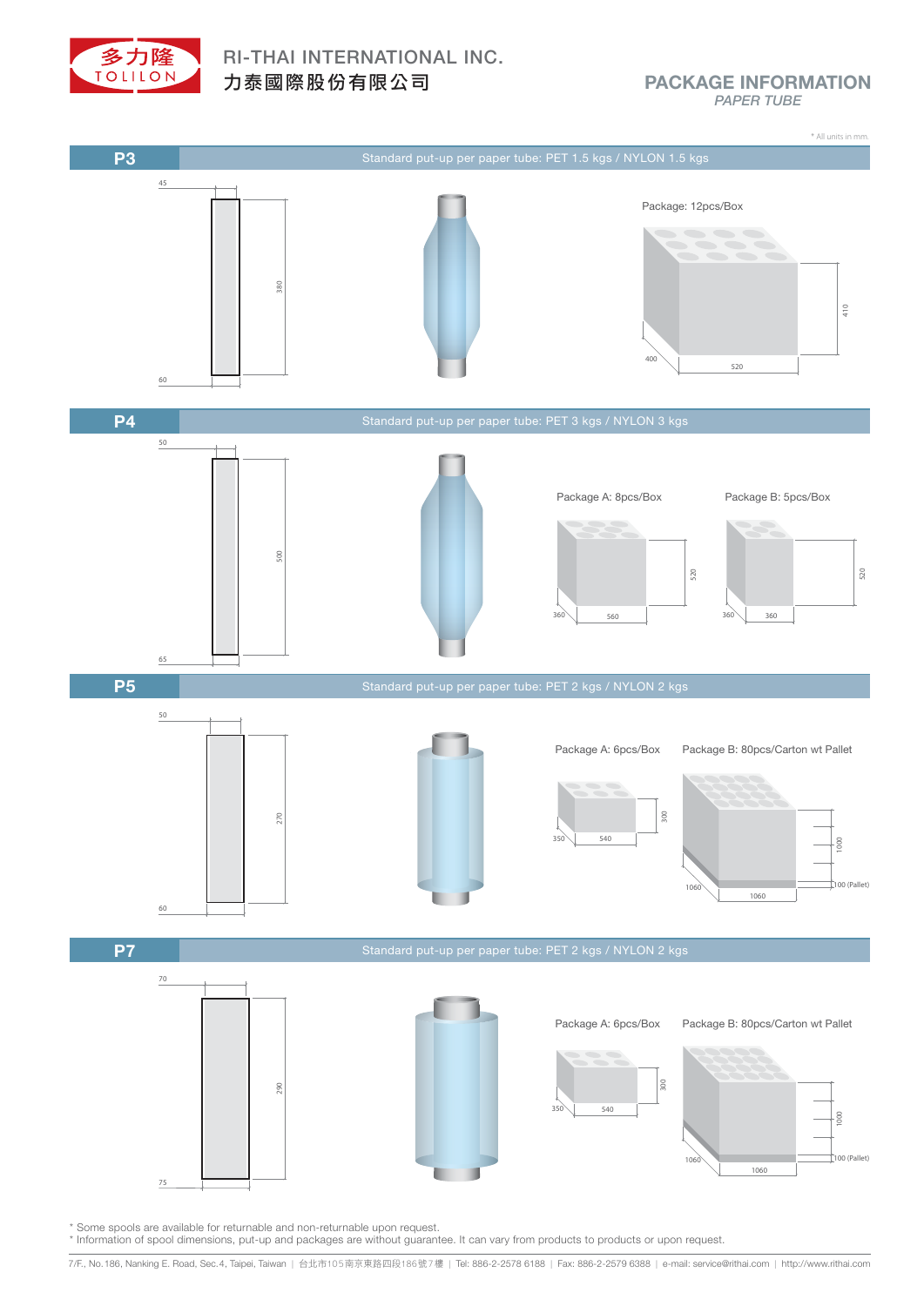# PACKAGE INFORMATION

*PAPER TUBE*

\* All units in mm.

## P3

Standard put-up per paper tube: PET 1.5 kgs / NYLON 1.5 kgs

45
380
60

Package: 12pcs/Box

410
400
520

## P4

Standard put-up per paper tube: PET 3 kgs / NYLON 3 kgs

50
500
65

Package A: 8pcs/Box

520
360
560

Package B: 5pcs/Box

520
360
360

## P5

Standard put-up per paper tube: PET 2 kgs / NYLON 2 kgs

50
270
60

Package A: 6pcs/Box

300
350
540

Package B: 80pcs/Carton wt Pallet

1000
100 (Pallet)
1060
1060

## P7

Standard put-up per paper tube: PET 2 kgs / NYLON 2 kgs

70
290
75

Package A: 6pcs/Box

300
350
540

Package B: 80pcs/Carton wt Pallet

1000
100 (Pallet)
1060
1060

\* Some spools are available for returnable and non-returnable upon request.
\* Information of spool dimensions, put-up and packages are without guarantee. It can vary from products to products or upon request.